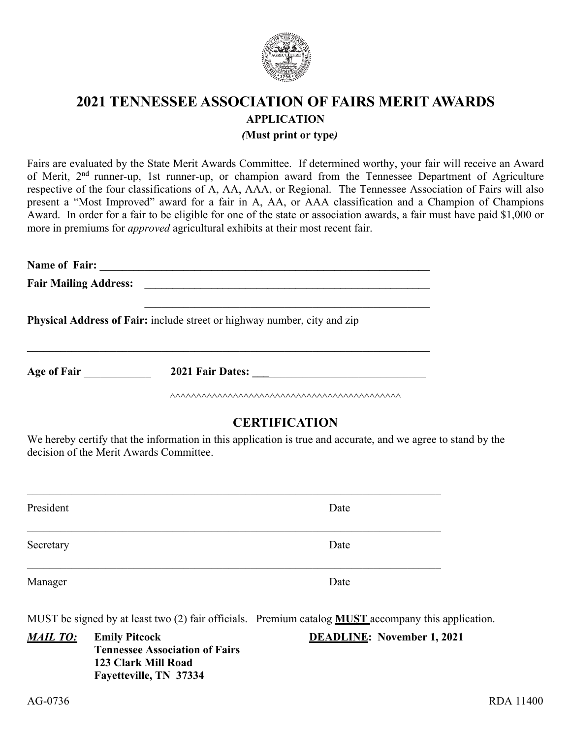# 2021 TENNESSEE ASSOCIATION OF FAIRS MERIT AWARDS

**APPLICATION**

***(Must print or type)***

Fairs are evaluated by the State Merit Awards Committee. If determined worthy, your fair will receive an Award of Merit, 2nd runner-up, 1st runner-up, or champion award from the Tennessee Department of Agriculture respective of the four classifications of A, AA, AAA, or Regional. The Tennessee Association of Fairs will also present a "Most Improved" award for a fair in A, AA, or AAA classification and a Champion of Champions Award. In order for a fair to be eligible for one of the state or association awards, a fair must have paid $1,000 or more in premiums for *approved* agricultural exhibits at their most recent fair.

**Name of Fair:** ____________________________________________________________

**Fair Mailing Address:** ____________________________________________________

____________________________________________________

**Physical Address of Fair:** include street or highway number, city and zip

________________________________________________________________________

**Age of Fair** ____________ **2021 Fair Dates:** ________________________________

^^^^^^^^^^^^^^^^^^^^^^^^^^^^^^^^^^^^^^^^^^^^^^^^

## CERTIFICATION

We hereby certify that the information in this application is true and accurate, and we agree to stand by the decision of the Merit Awards Committee.

________________________________________________________________________

President Date

________________________________________________________________________

Secretary Date

________________________________________________________________________

Manager Date

MUST be signed by at least two (2) fair officials. Premium catalog **MUST** accompany this application.

***MAIL TO:*** **Emily Pitcock**
**Tennessee Association of Fairs**
**123 Clark Mill Road**
**Fayetteville, TN 37334**

**DEADLINE: November 1, 2021**

AG-0736 RDA 11400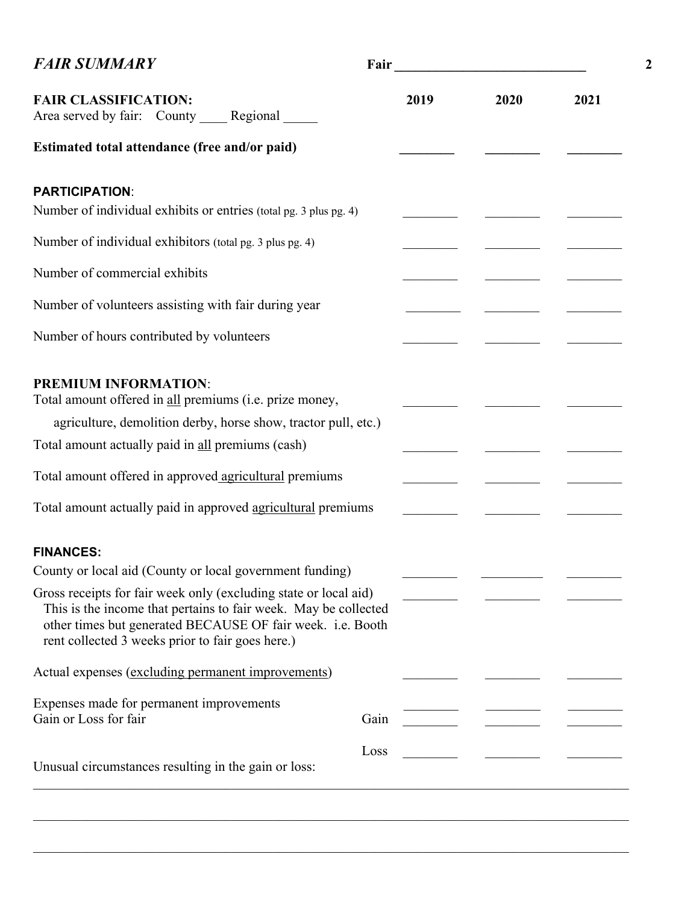## *FAIR SUMMARY*

**Fair ____________________________**

| **FAIR CLASSIFICATION:** Area served by fair: County ____ Regional _____ | **2019** | **2020** | **2021** |
|---|---|---|---|
| **Estimated total attendance (free and/or paid)** | ________ | ________ | ________ |
| **PARTICIPATION**: | | | |
| Number of individual exhibits or entries (total pg. 3 plus pg. 4) | ________ | ________ | ________ |
| Number of individual exhibitors (total pg. 3 plus pg. 4) | ________ | ________ | ________ |
| Number of commercial exhibits | ________ | ________ | ________ |
| Number of volunteers assisting with fair during year | ________ | ________ | ________ |
| Number of hours contributed by volunteers | ________ | ________ | ________ |
| **PREMIUM INFORMATION**: | | | |
| Total amount offered in all premiums (i.e. prize money, agriculture, demolition derby, horse show, tractor pull, etc.) | ________ | ________ | ________ |
| Total amount actually paid in all premiums (cash) | ________ | ________ | ________ |
| Total amount offered in approved agricultural premiums | ________ | ________ | ________ |
| Total amount actually paid in approved agricultural premiums | ________ | ________ | ________ |
| **FINANCES:** | | | |
| County or local aid (County or local government funding) | ________ | ________ | ________ |
| Gross receipts for fair week only (excluding state or local aid) This is the income that pertains to fair week. May be collected other times but generated BECAUSE OF fair week. i.e. Booth rent collected 3 weeks prior to fair goes here.) | ________ | ________ | ________ |
| Actual expenses (excluding permanent improvements) | ________ | ________ | ________ |
| Expenses made for permanent improvements | ________ | ________ | ________ |
| Gain or Loss for fair — Gain | ________ | ________ | ________ |
| Loss | ________ | ________ | ________ |

Unusual circumstances resulting in the gain or loss:

________________________________________________________________________________

________________________________________________________________________________

________________________________________________________________________________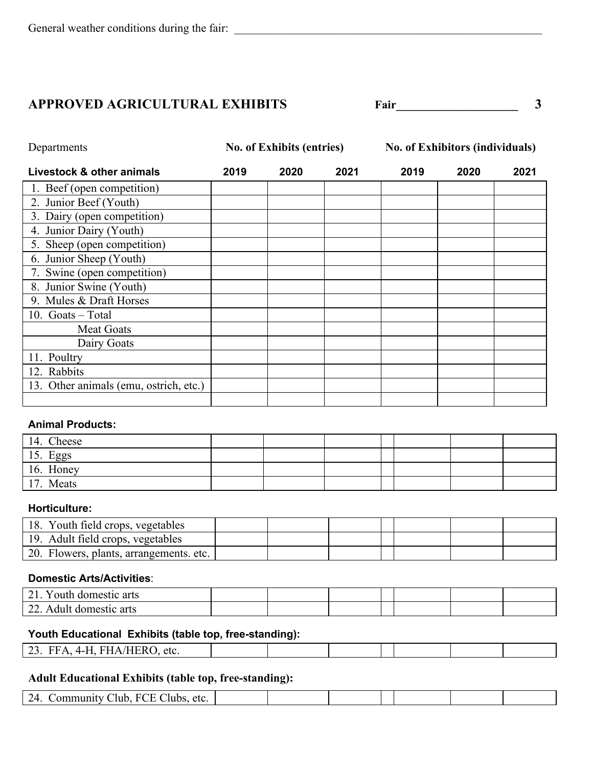General weather conditions during the fair: ____________________________________________________

## APPROVED AGRICULTURAL EXHIBITS

Fair_____________________ **3**

| Departments | No. of Exhibits (entries) | | | No. of Exhibitors (individuals) | | |
|---|---|---|---|---|---|---|
| **Livestock & other animals** | **2019** | **2020** | **2021** | **2019** | **2020** | **2021** |
| 1. Beef (open competition) | | | | | | |
| 2. Junior Beef (Youth) | | | | | | |
| 3. Dairy (open competition) | | | | | | |
| 4. Junior Dairy (Youth) | | | | | | |
| 5. Sheep (open competition) | | | | | | |
| 6. Junior Sheep (Youth) | | | | | | |
| 7. Swine (open competition) | | | | | | |
| 8. Junior Swine (Youth) | | | | | | |
| 9. Mules & Draft Horses | | | | | | |
| 10. Goats – Total | | | | | | |
| Meat Goats | | | | | | |
| Dairy Goats | | | | | | |
| 11. Poultry | | | | | | |
| 12. Rabbits | | | | | | |
| 13. Other animals (emu, ostrich, etc.) | | | | | | |
| | | | | | | |
| **Animal Products:** | | | | | | |
| 14. Cheese | | | | | | |
| 15. Eggs | | | | | | |
| 16. Honey | | | | | | |
| 17. Meats | | | | | | |
| **Horticulture:** | | | | | | |
| 18. Youth field crops, vegetables | | | | | | |
| 19. Adult field crops, vegetables | | | | | | |
| 20. Flowers, plants, arrangements. etc. | | | | | | |
| **Domestic Arts/Activities**: | | | | | | |
| 21. Youth domestic arts | | | | | | |
| 22. Adult domestic arts | | | | | | |
| **Youth Educational Exhibits (table top, free-standing):** | | | | | | |
| 23. FFA, 4-H, FHA/HERO, etc. | | | | | | |
| **Adult Educational Exhibits (table top, free-standing):** | | | | | | |
| 24. Community Club, FCE Clubs, etc. | | | | | | |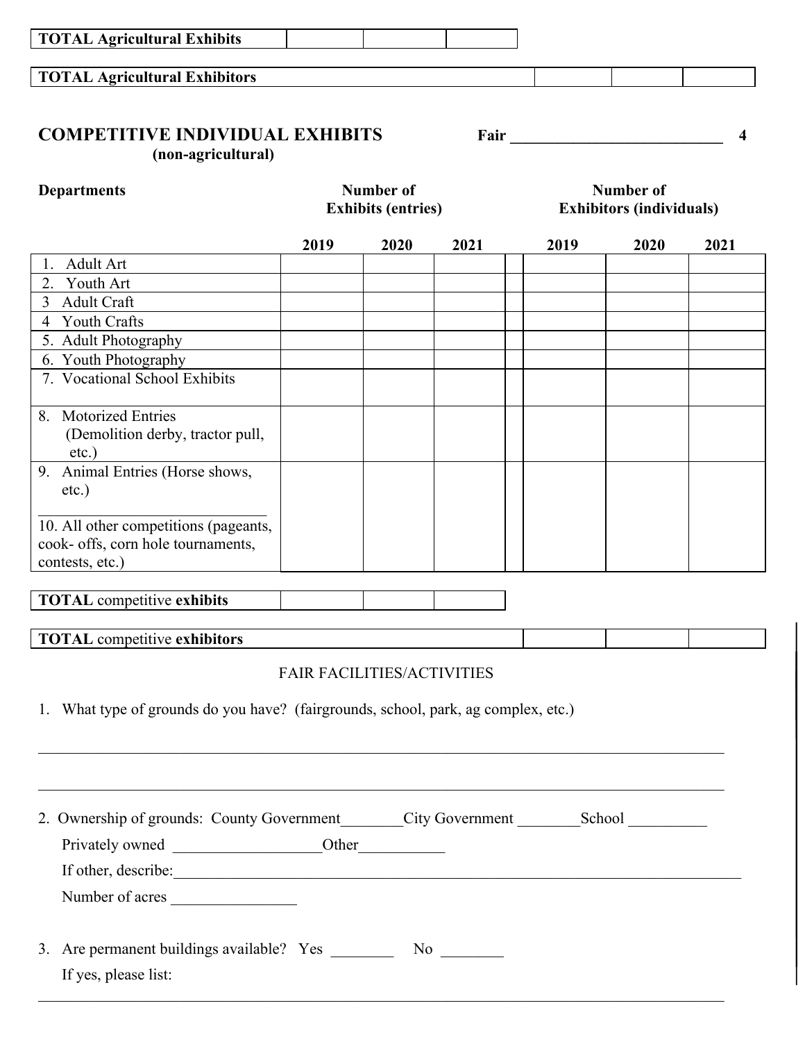| TOTAL Agricultural Exhibits | | | |
|---|---|---|---|

| TOTAL Agricultural Exhibitors | | | |
|---|---|---|---|

## COMPETITIVE INDIVIDUAL EXHIBITS

**(non-agricultural)**

**Fair** ____________________________

| Departments | Number of Exhibits (entries) | | | Number of Exhibitors (individuals) | | |
|---|---|---|---|---|---|---|
| | **2019** | **2020** | **2021** | **2019** | **2020** | **2021** |
| 1. Adult Art | | | | | | |
| 2. Youth Art | | | | | | |
| 3 Adult Craft | | | | | | |
| 4 Youth Crafts | | | | | | |
| 5. Adult Photography | | | | | | |
| 6. Youth Photography | | | | | | |
| 7. Vocational School Exhibits | | | | | | |
| 8. Motorized Entries (Demolition derby, tractor pull, etc.) | | | | | | |
| 9. Animal Entries (Horse shows, etc.) ____________________ 10. All other competitions (pageants, cook- offs, corn hole tournaments, contests, etc.) | | | | | | |

| **TOTAL** competitive **exhibits** | | | |
|---|---|---|---|

| **TOTAL** competitive **exhibitors** | | | |
|---|---|---|---|

### FAIR FACILITIES/ACTIVITIES

1. What type of grounds do you have? (fairgrounds, school, park, ag complex, etc.)

______________________________________________________________________________

______________________________________________________________________________

2. Ownership of grounds: County Government________City Government ________School __________

   Privately owned ___________________Other___________

   If other, describe:_____________________________________________________________

   Number of acres ________________

3. Are permanent buildings available? Yes ________ No ________

   If yes, please list:

______________________________________________________________________________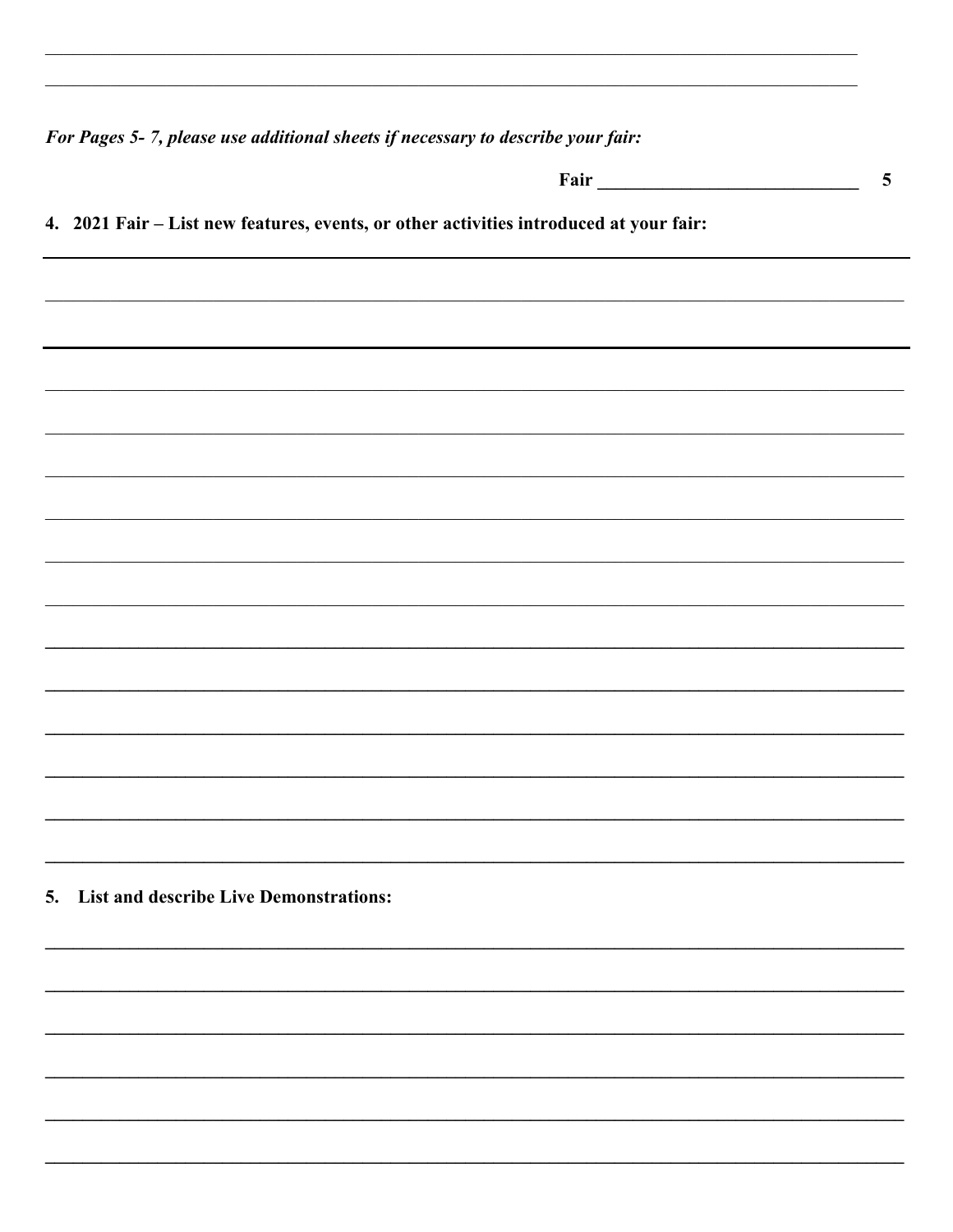*For Pages 5- 7, please use additional sheets if necessary to describe your fair:*

**Fair ____________________________**

**4. 2021 Fair – List new features, events, or other activities introduced at your fair:**

**5. List and describe Live Demonstrations:**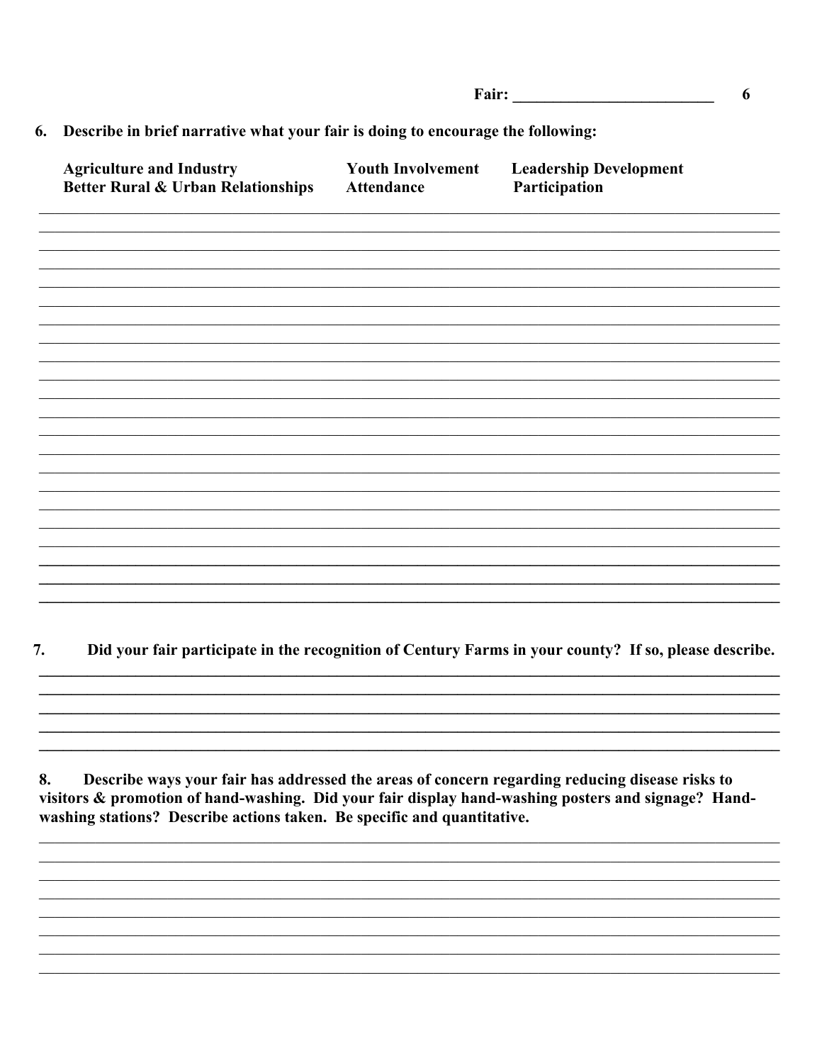**Fair: \_\_\_\_\_\_\_\_\_\_\_\_\_\_\_\_\_\_\_\_\_\_\_\_\_\_**

**6. Describe in brief narrative what your fair is doing to encourage the following:**

| **Agriculture and Industry** | **Youth Involvement** | **Leadership Development** |
|---|---|---|
| **Better Rural & Urban Relationships** | **Attendance** | **Participation** |

\_\_\_\_\_\_\_\_\_\_\_\_\_\_\_\_\_\_\_\_\_\_\_\_\_\_\_\_\_\_\_\_\_\_\_\_\_\_\_\_\_\_\_\_\_\_\_\_\_\_\_\_\_\_\_\_\_\_\_\_\_\_\_\_\_\_\_\_\_\_\_\_\_\_\_\_\_\_

\_\_\_\_\_\_\_\_\_\_\_\_\_\_\_\_\_\_\_\_\_\_\_\_\_\_\_\_\_\_\_\_\_\_\_\_\_\_\_\_\_\_\_\_\_\_\_\_\_\_\_\_\_\_\_\_\_\_\_\_\_\_\_\_\_\_\_\_\_\_\_\_\_\_\_\_\_\_

\_\_\_\_\_\_\_\_\_\_\_\_\_\_\_\_\_\_\_\_\_\_\_\_\_\_\_\_\_\_\_\_\_\_\_\_\_\_\_\_\_\_\_\_\_\_\_\_\_\_\_\_\_\_\_\_\_\_\_\_\_\_\_\_\_\_\_\_\_\_\_\_\_\_\_\_\_\_

\_\_\_\_\_\_\_\_\_\_\_\_\_\_\_\_\_\_\_\_\_\_\_\_\_\_\_\_\_\_\_\_\_\_\_\_\_\_\_\_\_\_\_\_\_\_\_\_\_\_\_\_\_\_\_\_\_\_\_\_\_\_\_\_\_\_\_\_\_\_\_\_\_\_\_\_\_\_

**7. Did your fair participate in the recognition of Century Farms in your county? If so, please describe.**

\_\_\_\_\_\_\_\_\_\_\_\_\_\_\_\_\_\_\_\_\_\_\_\_\_\_\_\_\_\_\_\_\_\_\_\_\_\_\_\_\_\_\_\_\_\_\_\_\_\_\_\_\_\_\_\_\_\_\_\_\_\_\_\_\_\_\_\_\_\_\_\_\_\_\_\_\_\_

\_\_\_\_\_\_\_\_\_\_\_\_\_\_\_\_\_\_\_\_\_\_\_\_\_\_\_\_\_\_\_\_\_\_\_\_\_\_\_\_\_\_\_\_\_\_\_\_\_\_\_\_\_\_\_\_\_\_\_\_\_\_\_\_\_\_\_\_\_\_\_\_\_\_\_\_\_\_

**8. Describe ways your fair has addressed the areas of concern regarding reducing disease risks to visitors & promotion of hand-washing. Did your fair display hand-washing posters and signage? Hand-washing stations? Describe actions taken. Be specific and quantitative.**

\_\_\_\_\_\_\_\_\_\_\_\_\_\_\_\_\_\_\_\_\_\_\_\_\_\_\_\_\_\_\_\_\_\_\_\_\_\_\_\_\_\_\_\_\_\_\_\_\_\_\_\_\_\_\_\_\_\_\_\_\_\_\_\_\_\_\_\_\_\_\_\_\_\_\_\_\_\_

\_\_\_\_\_\_\_\_\_\_\_\_\_\_\_\_\_\_\_\_\_\_\_\_\_\_\_\_\_\_\_\_\_\_\_\_\_\_\_\_\_\_\_\_\_\_\_\_\_\_\_\_\_\_\_\_\_\_\_\_\_\_\_\_\_\_\_\_\_\_\_\_\_\_\_\_\_\_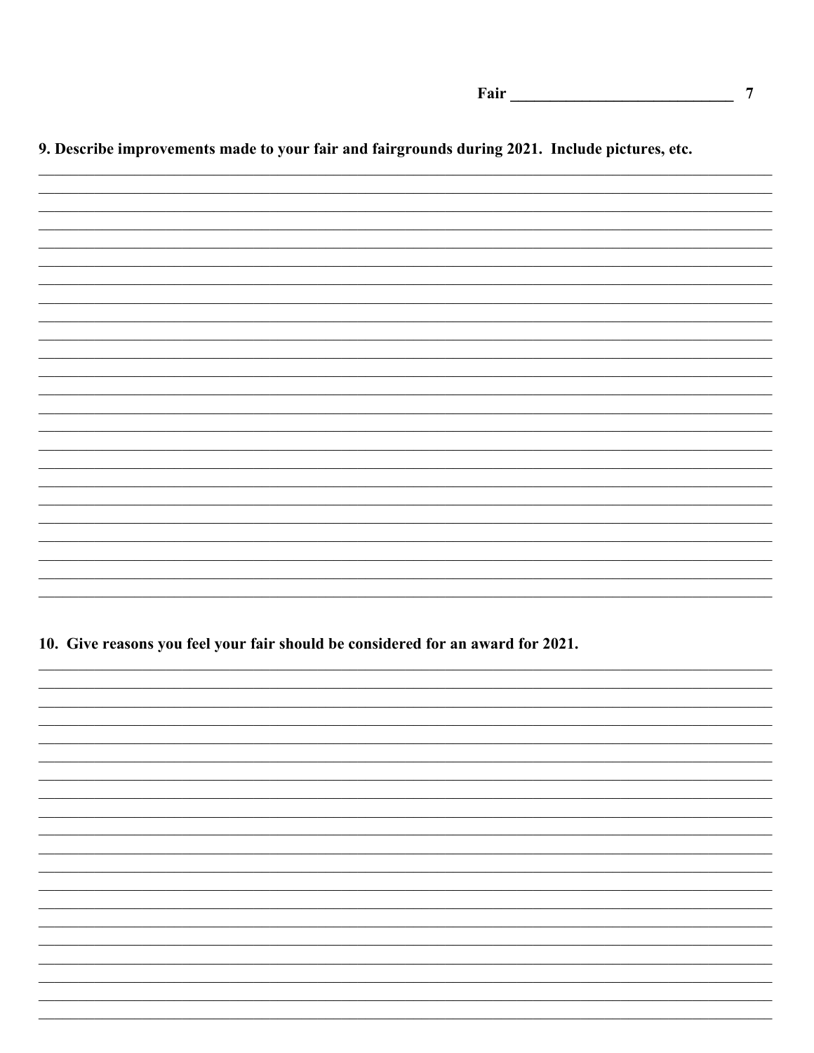Fair ____________________________

**9. Describe improvements made to your fair and fairgrounds during 2021. Include pictures, etc.**

**10. Give reasons you feel your fair should be considered for an award for 2021.**